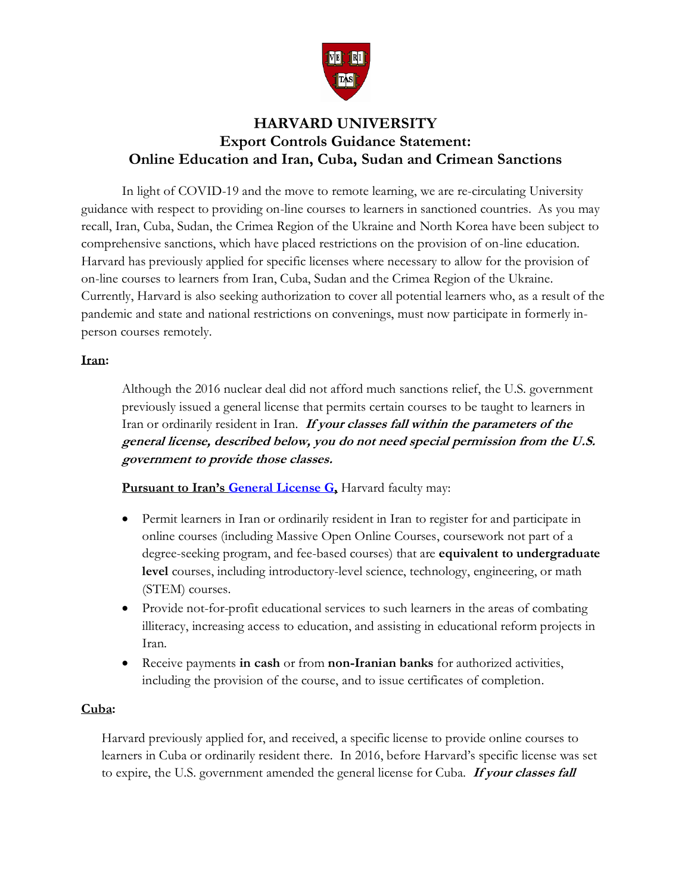# HARVARD UNIVERSITY
## Export Controls Guidance Statement:
## Online Education and Iran, Cuba, Sudan and Crimean Sanctions

In light of COVID-19 and the move to remote learning, we are re-circulating University guidance with respect to providing on-line courses to learners in sanctioned countries. As you may recall, Iran, Cuba, Sudan, the Crimea Region of the Ukraine and North Korea have been subject to comprehensive sanctions, which have placed restrictions on the provision of on-line education. Harvard has previously applied for specific licenses where necessary to allow for the provision of on-line courses to learners from Iran, Cuba, Sudan and the Crimea Region of the Ukraine. Currently, Harvard is also seeking authorization to cover all potential learners who, as a result of the pandemic and state and national restrictions on convenings, must now participate in formerly in-person courses remotely.

**Iran:**

Although the 2016 nuclear deal did not afford much sanctions relief, the U.S. government previously issued a general license that permits certain courses to be taught to learners in Iran or ordinarily resident in Iran. ***If your classes fall within the parameters of the general license, described below, you do not need special permission from the U.S. government to provide those classes.***

**Pursuant to Iran's General License G,** Harvard faculty may:

- Permit learners in Iran or ordinarily resident in Iran to register for and participate in online courses (including Massive Open Online Courses, coursework not part of a degree-seeking program, and fee-based courses) that are **equivalent to undergraduate level** courses, including introductory-level science, technology, engineering, or math (STEM) courses.
- Provide not-for-profit educational services to such learners in the areas of combating illiteracy, increasing access to education, and assisting in educational reform projects in Iran.
- Receive payments **in cash** or from **non-Iranian banks** for authorized activities, including the provision of the course, and to issue certificates of completion.

**Cuba:**

Harvard previously applied for, and received, a specific license to provide online courses to learners in Cuba or ordinarily resident there. In 2016, before Harvard's specific license was set to expire, the U.S. government amended the general license for Cuba. ***If your classes fall***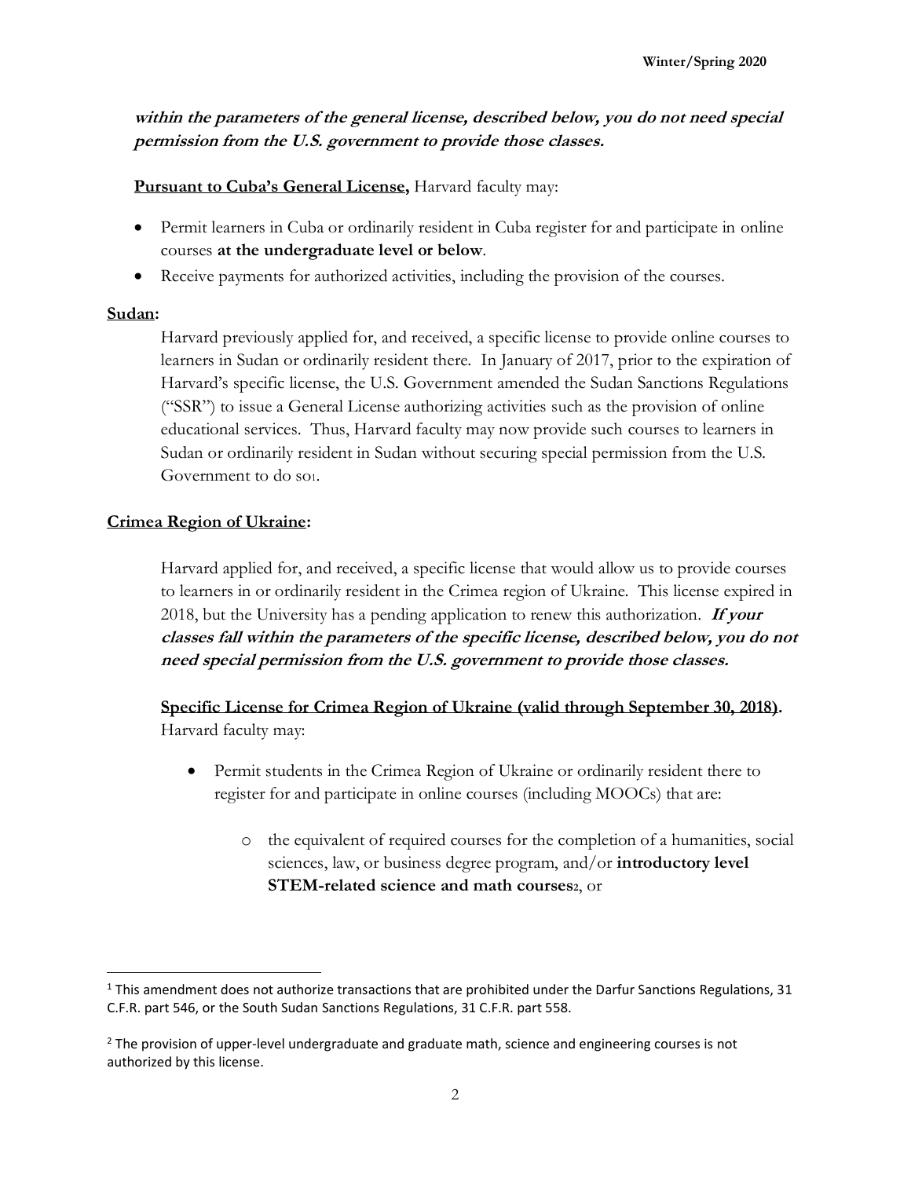***within the parameters of the general license, described below, you do not need special permission from the U.S. government to provide those classes.***

**Pursuant to Cuba's General License,** Harvard faculty may:

- Permit learners in Cuba or ordinarily resident in Cuba register for and participate in online courses **at the undergraduate level or below**.
- Receive payments for authorized activities, including the provision of the courses.

**Sudan:**

Harvard previously applied for, and received, a specific license to provide online courses to learners in Sudan or ordinarily resident there. In January of 2017, prior to the expiration of Harvard's specific license, the U.S. Government amended the Sudan Sanctions Regulations ("SSR") to issue a General License authorizing activities such as the provision of online educational services. Thus, Harvard faculty may now provide such courses to learners in Sudan or ordinarily resident in Sudan without securing special permission from the U.S. Government to do so[1].

**Crimea Region of Ukraine:**

Harvard applied for, and received, a specific license that would allow us to provide courses to learners in or ordinarily resident in the Crimea region of Ukraine. This license expired in 2018, but the University has a pending application to renew this authorization. ***If your classes fall within the parameters of the specific license, described below, you do not need special permission from the U.S. government to provide those classes.***

**Specific License for Crimea Region of Ukraine (valid through September 30, 2018).** Harvard faculty may:

- Permit students in the Crimea Region of Ukraine or ordinarily resident there to register for and participate in online courses (including MOOCs) that are:
  - the equivalent of required courses for the completion of a humanities, social sciences, law, or business degree program, and/or **introductory level STEM-related science and math courses**[2], or

---

[1] This amendment does not authorize transactions that are prohibited under the Darfur Sanctions Regulations, 31 C.F.R. part 546, or the South Sudan Sanctions Regulations, 31 C.F.R. part 558.

[2] The provision of upper-level undergraduate and graduate math, science and engineering courses is not authorized by this license.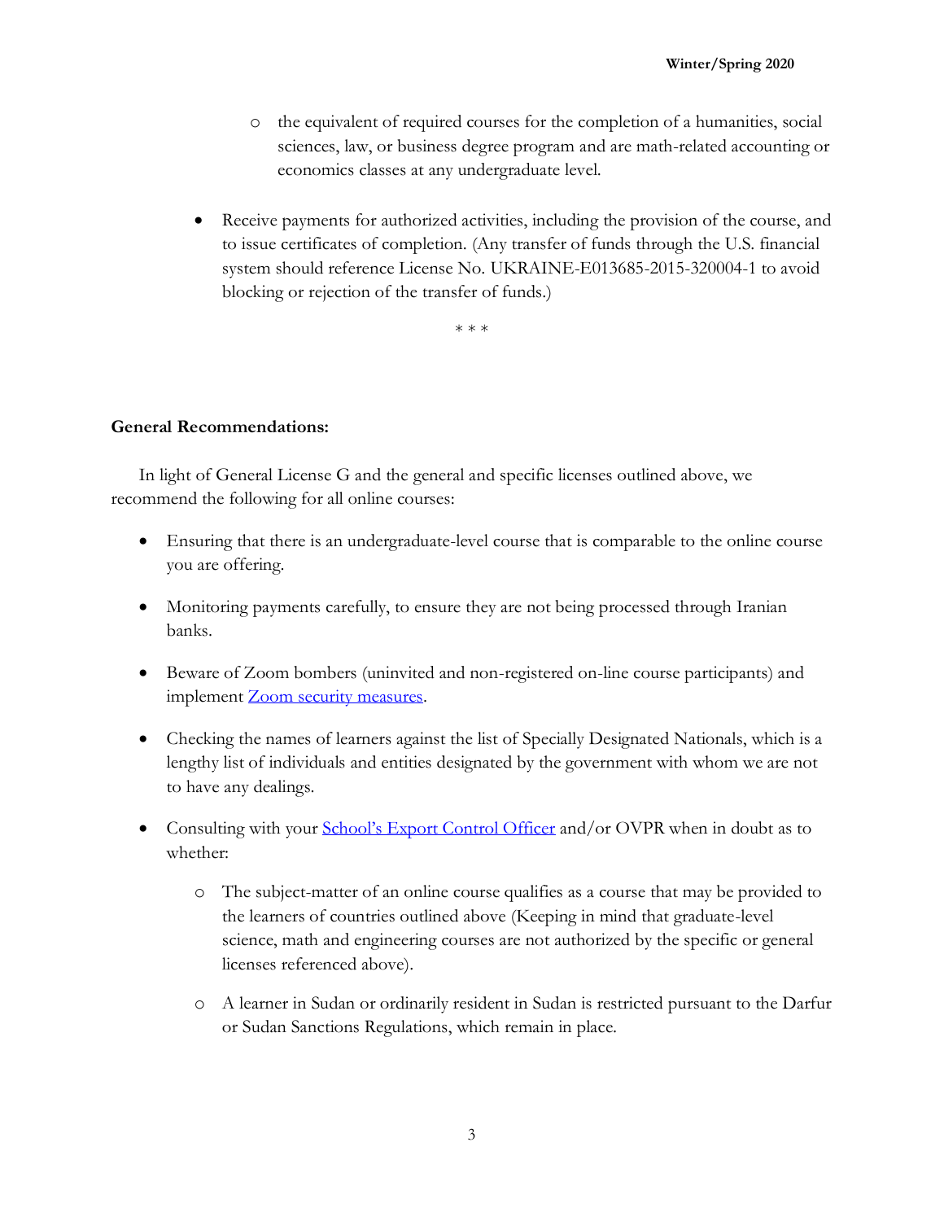- the equivalent of required courses for the completion of a humanities, social sciences, law, or business degree program and are math-related accounting or economics classes at any undergraduate level.

- Receive payments for authorized activities, including the provision of the course, and to issue certificates of completion. (Any transfer of funds through the U.S. financial system should reference License No. UKRAINE-E013685-2015-320004-1 to avoid blocking or rejection of the transfer of funds.)

\* \* \*

**General Recommendations:**

In light of General License G and the general and specific licenses outlined above, we recommend the following for all online courses:

- Ensuring that there is an undergraduate-level course that is comparable to the online course you are offering.

- Monitoring payments carefully, to ensure they are not being processed through Iranian banks.

- Beware of Zoom bombers (uninvited and non-registered on-line course participants) and implement Zoom security measures.

- Checking the names of learners against the list of Specially Designated Nationals, which is a lengthy list of individuals and entities designated by the government with whom we are not to have any dealings.

- Consulting with your School's Export Control Officer and/or OVPR when in doubt as to whether:

    - The subject-matter of an online course qualifies as a course that may be provided to the learners of countries outlined above (Keeping in mind that graduate-level science, math and engineering courses are not authorized by the specific or general licenses referenced above).

    - A learner in Sudan or ordinarily resident in Sudan is restricted pursuant to the Darfur or Sudan Sanctions Regulations, which remain in place.